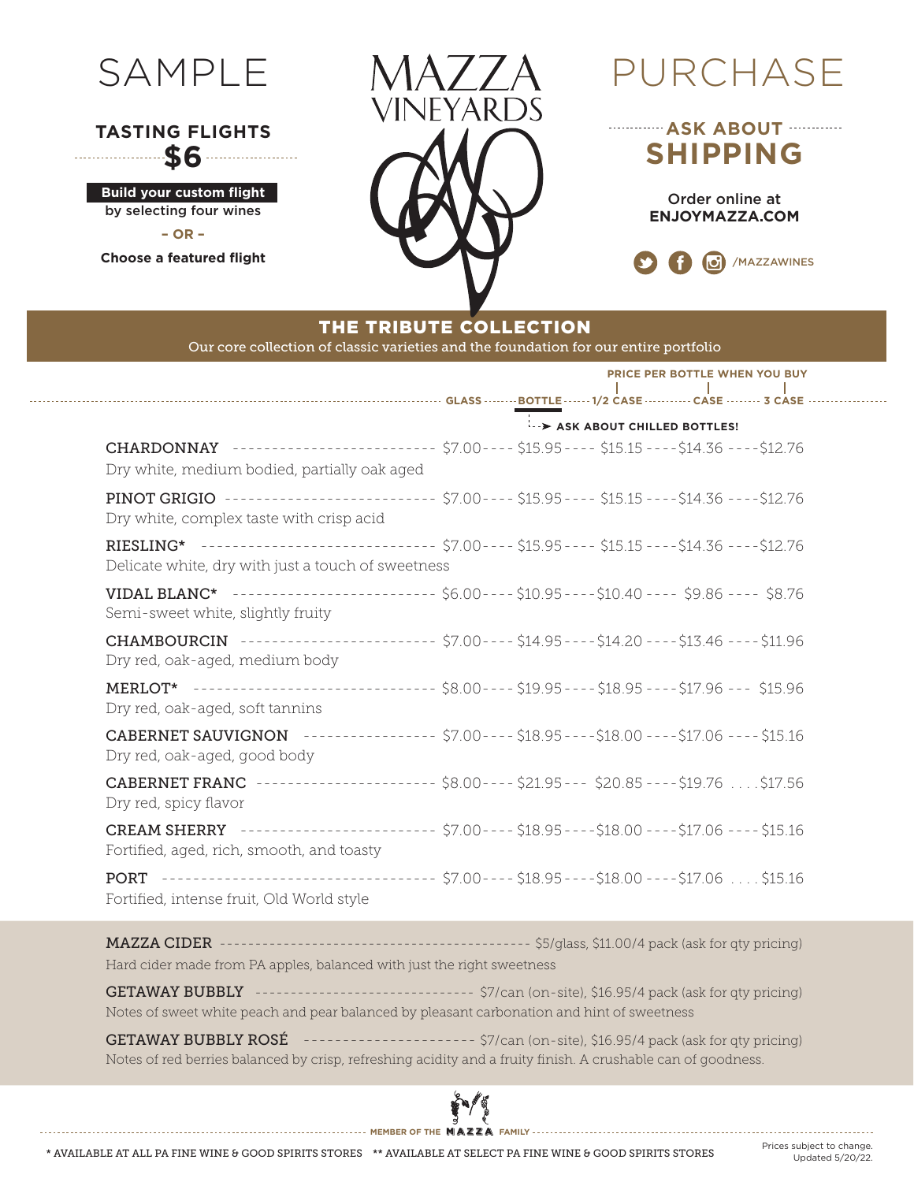# SAMPLE

**TASTING FLIGHTS**
**$6**

**Build your custom flight** by selecting four wines

**– OR –**

**Choose a featured flight**

# MAZZA VINEYARDS

# PURCHASE

**ASK ABOUT SHIPPING**

Order online at **ENJOYMAZZA.COM**

/MAZZAWINES

## THE TRIBUTE COLLECTION

Our core collection of classic varieties and the foundation for our entire portfolio

PRICE PER BOTTLE WHEN YOU BUY (1/2 CASE, CASE, 3 CASE)

ASK ABOUT CHILLED BOTTLES!

| Wine | GLASS | BOTTLE | 1/2 CASE | CASE | 3 CASE |
|---|---|---|---|---|---|
| CHARDONNAY<br>Dry white, medium bodied, partially oak aged | $7.00 | $15.95 | $15.15 | $14.36 | $12.76 |
| PINOT GRIGIO<br>Dry white, complex taste with crisp acid | $7.00 | $15.95 | $15.15 | $14.36 | $12.76 |
| RIESLING*<br>Delicate white, dry with just a touch of sweetness | $7.00 | $15.95 | $15.15 | $14.36 | $12.76 |
| VIDAL BLANC*<br>Semi-sweet white, slightly fruity | $6.00 | $10.95 | $10.40 | $9.86 | $8.76 |
| CHAMBOURCIN<br>Dry red, oak-aged, medium body | $7.00 | $14.95 | $14.20 | $13.46 | $11.96 |
| MERLOT*<br>Dry red, oak-aged, soft tannins | $8.00 | $19.95 | $18.95 | $17.96 | $15.96 |
| CABERNET SAUVIGNON<br>Dry red, oak-aged, good body | $7.00 | $18.95 | $18.00 | $17.06 | $15.16 |
| CABERNET FRANC<br>Dry red, spicy flavor | $8.00 | $21.95 | $20.85 | $19.76 | $17.56 |
| CREAM SHERRY<br>Fortified, aged, rich, smooth, and toasty | $7.00 | $18.95 | $18.00 | $17.06 | $15.16 |
| PORT<br>Fortified, intense fruit, Old World style | $7.00 | $18.95 | $18.00 | $17.06 | $15.16 |

**MAZZA CIDER** — $5/glass, $11.00/4 pack (ask for qty pricing)
Hard cider made from PA apples, balanced with just the right sweetness

**GETAWAY BUBBLY** — $7/can (on-site), $16.95/4 pack (ask for qty pricing)
Notes of sweet white peach and pear balanced by pleasant carbonation and hint of sweetness

**GETAWAY BUBBLY ROSÉ** — $7/can (on-site), $16.95/4 pack (ask for qty pricing)
Notes of red berries balanced by crisp, refreshing acidity and a fruity finish. A crushable can of goodness.

MEMBER OF THE MAZZA FAMILY

\* AVAILABLE AT ALL PA FINE WINE & GOOD SPIRITS STORES ** AVAILABLE AT SELECT PA FINE WINE & GOOD SPIRITS STORES

Prices subject to change. Updated 5/20/22.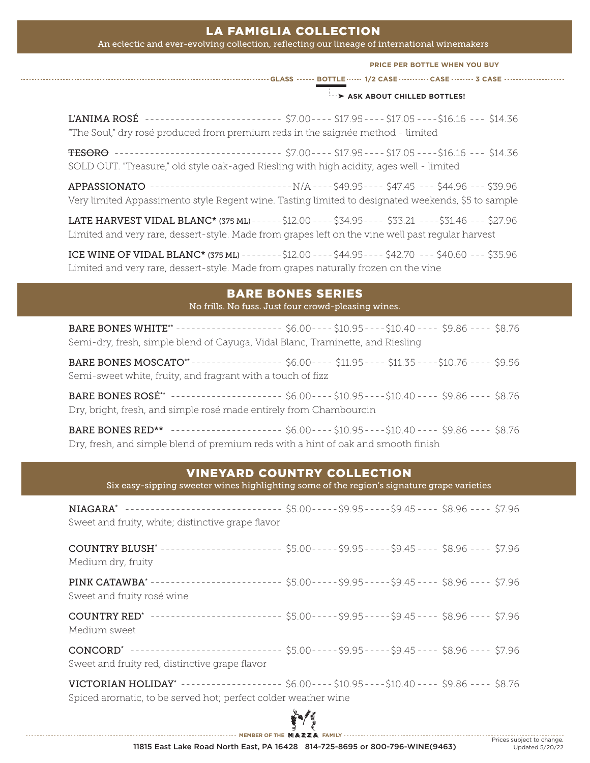## LA FAMIGLIA COLLECTION

An eclectic and ever-evolving collection, reflecting our lineage of international winemakers

PRICE PER BOTTLE WHEN YOU BUY

ASK ABOUT CHILLED BOTTLES!

| Wine | GLASS | BOTTLE | 1/2 CASE | CASE | 3 CASE |
|---|---|---|---|---|---|
| **L'ANIMA ROSÉ**<br>"The Soul," dry rosé produced from premium reds in the saignée method - limited | $7.00 | $17.95 | $17.05 | $16.16 | $14.36 |
| **~~TESORO~~**<br>SOLD OUT. "Treasure," old style oak-aged Riesling with high acidity, ages well - limited | $7.00 | $17.95 | $17.05 | $16.16 | $14.36 |
| **APPASSIONATO**<br>Very limited Appassimento style Regent wine. Tasting limited to designated weekends, $5 to sample | N/A | $49.95 | $47.45 | $44.96 | $39.96 |
| **LATE HARVEST VIDAL BLANC* (375 ML)**<br>Limited and very rare, dessert-style. Made from grapes left on the vine well past regular harvest | $12.00 | $34.95 | $33.21 | $31.46 | $27.96 |
| **ICE WINE OF VIDAL BLANC* (375 ML)**<br>Limited and very rare, dessert-style. Made from grapes naturally frozen on the vine | $12.00 | $44.95 | $42.70 | $40.60 | $35.96 |

## BARE BONES SERIES

No frills. No fuss. Just four crowd-pleasing wines.

| Wine | GLASS | BOTTLE | 1/2 CASE | CASE | 3 CASE |
|---|---|---|---|---|---|
| **BARE BONES WHITE****<br>Semi-dry, fresh, simple blend of Cayuga, Vidal Blanc, Traminette, and Riesling | $6.00 | $10.95 | $10.40 | $9.86 | $8.76 |
| **BARE BONES MOSCATO****<br>Semi-sweet white, fruity, and fragrant with a touch of fizz | $6.00 | $11.95 | $11.35 | $10.76 | $9.56 |
| **BARE BONES ROSÉ****<br>Dry, bright, fresh, and simple rosé made entirely from Chambourcin | $6.00 | $10.95 | $10.40 | $9.86 | $8.76 |
| **BARE BONES RED****<br>Dry, fresh, and simple blend of premium reds with a hint of oak and smooth finish | $6.00 | $10.95 | $10.40 | $9.86 | $8.76 |

## VINEYARD COUNTRY COLLECTION

Six easy-sipping sweeter wines highlighting some of the region's signature grape varieties

| Wine | GLASS | BOTTLE | 1/2 CASE | CASE | 3 CASE |
|---|---|---|---|---|---|
| **NIAGARA***<br>Sweet and fruity, white; distinctive grape flavor | $5.00 | $9.95 | $9.45 | $8.96 | $7.96 |
| **COUNTRY BLUSH***<br>Medium dry, fruity | $5.00 | $9.95 | $9.45 | $8.96 | $7.96 |
| **PINK CATAWBA***<br>Sweet and fruity rosé wine | $5.00 | $9.95 | $9.45 | $8.96 | $7.96 |
| **COUNTRY RED***<br>Medium sweet | $5.00 | $9.95 | $9.45 | $8.96 | $7.96 |
| **CONCORD***<br>Sweet and fruity red, distinctive grape flavor | $5.00 | $9.95 | $9.45 | $8.96 | $7.96 |
| **VICTORIAN HOLIDAY***<br>Spiced aromatic, to be served hot; perfect colder weather wine | $6.00 | $10.95 | $10.40 | $9.86 | $8.76 |

MEMBER OF THE MAZZA FAMILY

11815 East Lake Road North East, PA 16428 814-725-8695 or 800-796-WINE(9463)

Prices subject to change. Updated 5/20/22